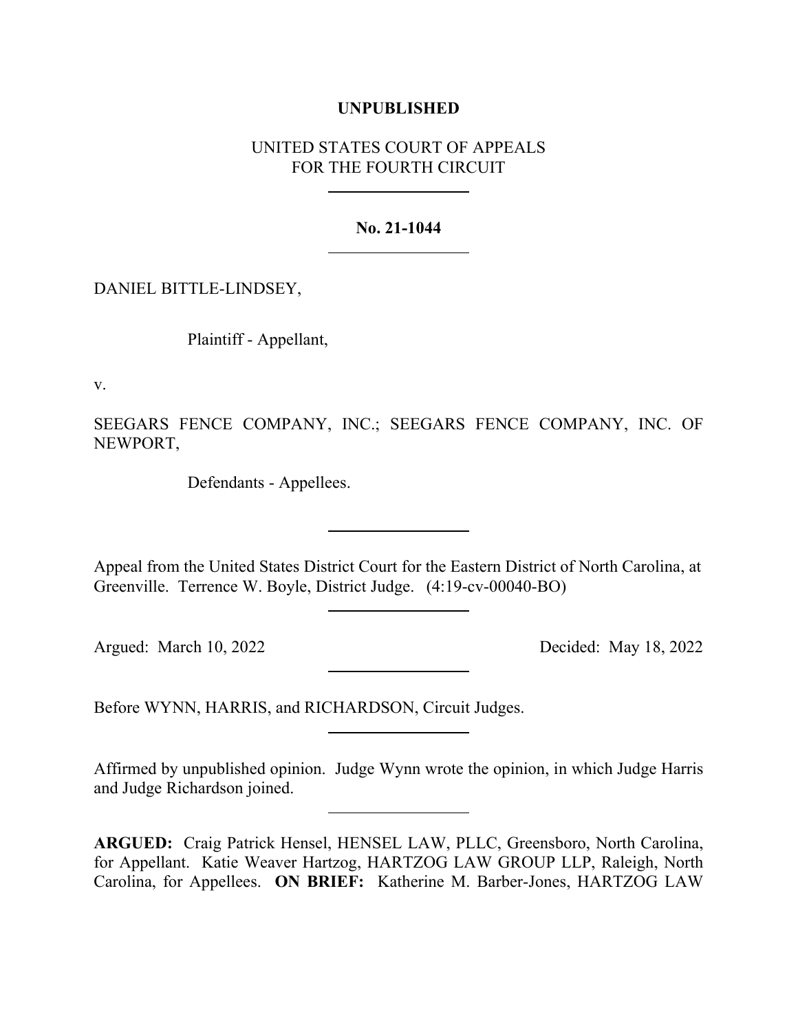**UNPUBLISHED**

UNITED STATES COURT OF APPEALS
FOR THE FOURTH CIRCUIT

---

**No. 21-1044**

---

DANIEL BITTLE-LINDSEY,

Plaintiff - Appellant,

v.

SEEGARS FENCE COMPANY, INC.; SEEGARS FENCE COMPANY, INC. OF NEWPORT,

Defendants - Appellees.

---

Appeal from the United States District Court for the Eastern District of North Carolina, at Greenville. Terrence W. Boyle, District Judge. (4:19-cv-00040-BO)

---

Argued: March 10, 2022 Decided: May 18, 2022

---

Before WYNN, HARRIS, and RICHARDSON, Circuit Judges.

---

Affirmed by unpublished opinion. Judge Wynn wrote the opinion, in which Judge Harris and Judge Richardson joined.

---

**ARGUED:** Craig Patrick Hensel, HENSEL LAW, PLLC, Greensboro, North Carolina, for Appellant. Katie Weaver Hartzog, HARTZOG LAW GROUP LLP, Raleigh, North Carolina, for Appellees. **ON BRIEF:** Katherine M. Barber-Jones, HARTZOG LAW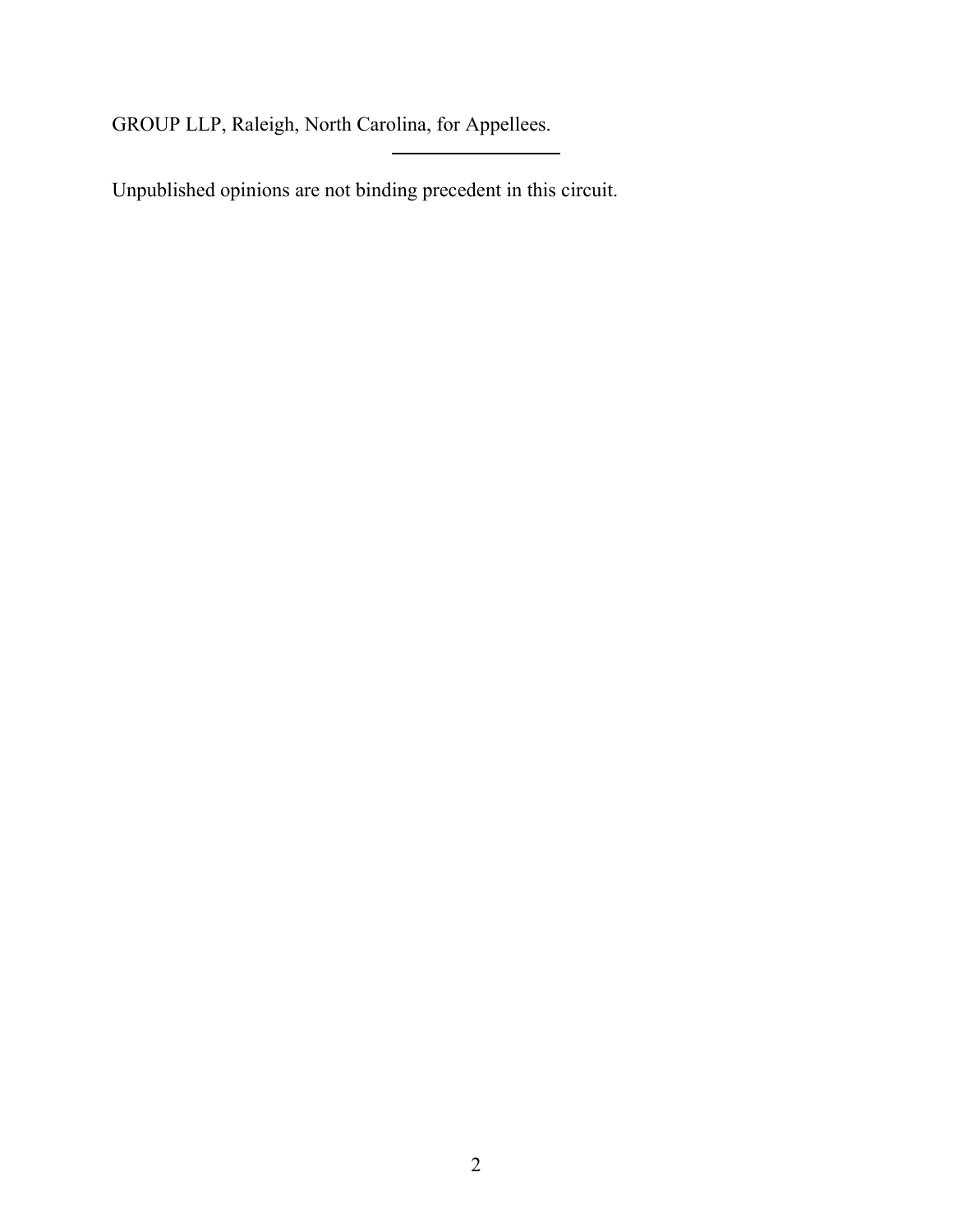GROUP LLP, Raleigh, North Carolina, for Appellees.

---

Unpublished opinions are not binding precedent in this circuit.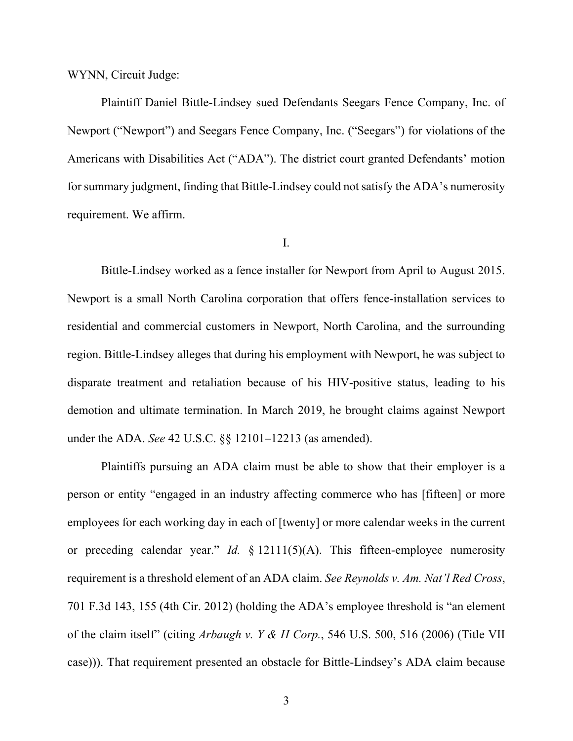WYNN, Circuit Judge:

Plaintiff Daniel Bittle-Lindsey sued Defendants Seegars Fence Company, Inc. of Newport ("Newport") and Seegars Fence Company, Inc. ("Seegars") for violations of the Americans with Disabilities Act ("ADA"). The district court granted Defendants' motion for summary judgment, finding that Bittle-Lindsey could not satisfy the ADA's numerosity requirement. We affirm.

I.

Bittle-Lindsey worked as a fence installer for Newport from April to August 2015. Newport is a small North Carolina corporation that offers fence-installation services to residential and commercial customers in Newport, North Carolina, and the surrounding region. Bittle-Lindsey alleges that during his employment with Newport, he was subject to disparate treatment and retaliation because of his HIV-positive status, leading to his demotion and ultimate termination. In March 2019, he brought claims against Newport under the ADA. *See* 42 U.S.C. §§ 12101–12213 (as amended).

Plaintiffs pursuing an ADA claim must be able to show that their employer is a person or entity "engaged in an industry affecting commerce who has [fifteen] or more employees for each working day in each of [twenty] or more calendar weeks in the current or preceding calendar year." *Id.* § 12111(5)(A). This fifteen-employee numerosity requirement is a threshold element of an ADA claim. *See Reynolds v. Am. Nat'l Red Cross*, 701 F.3d 143, 155 (4th Cir. 2012) (holding the ADA's employee threshold is "an element of the claim itself" (citing *Arbaugh v. Y & H Corp.*, 546 U.S. 500, 516 (2006) (Title VII case))). That requirement presented an obstacle for Bittle-Lindsey's ADA claim because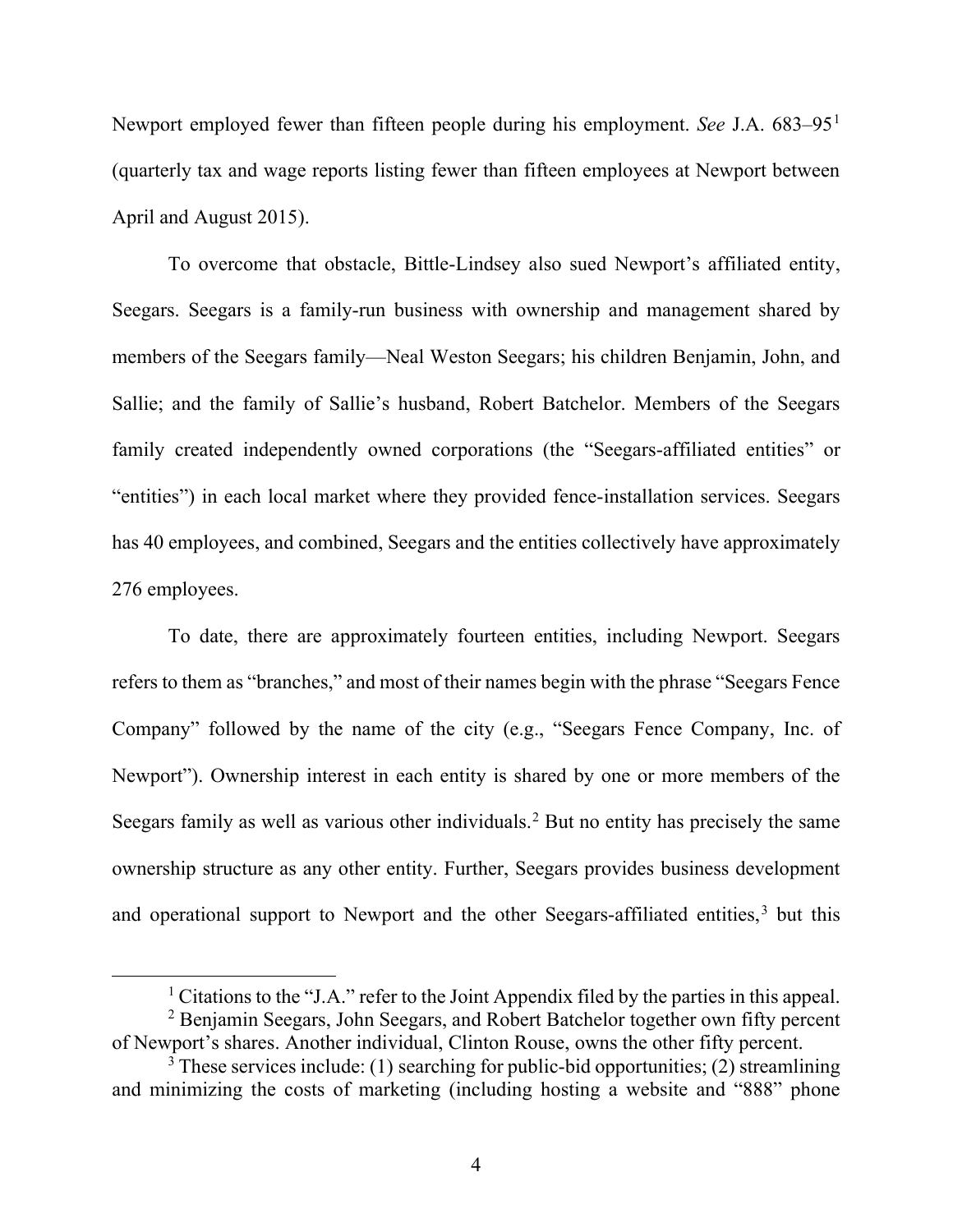Newport employed fewer than fifteen people during his employment. *See* J.A. 683–95[1] (quarterly tax and wage reports listing fewer than fifteen employees at Newport between April and August 2015).

To overcome that obstacle, Bittle-Lindsey also sued Newport's affiliated entity, Seegars. Seegars is a family-run business with ownership and management shared by members of the Seegars family—Neal Weston Seegars; his children Benjamin, John, and Sallie; and the family of Sallie's husband, Robert Batchelor. Members of the Seegars family created independently owned corporations (the "Seegars-affiliated entities" or "entities") in each local market where they provided fence-installation services. Seegars has 40 employees, and combined, Seegars and the entities collectively have approximately 276 employees.

To date, there are approximately fourteen entities, including Newport. Seegars refers to them as "branches," and most of their names begin with the phrase "Seegars Fence Company" followed by the name of the city (e.g., "Seegars Fence Company, Inc. of Newport"). Ownership interest in each entity is shared by one or more members of the Seegars family as well as various other individuals.[2] But no entity has precisely the same ownership structure as any other entity. Further, Seegars provides business development and operational support to Newport and the other Seegars-affiliated entities,[3] but this

---

[1] Citations to the "J.A." refer to the Joint Appendix filed by the parties in this appeal.

[2] Benjamin Seegars, John Seegars, and Robert Batchelor together own fifty percent of Newport's shares. Another individual, Clinton Rouse, owns the other fifty percent.

[3] These services include: (1) searching for public-bid opportunities; (2) streamlining and minimizing the costs of marketing (including hosting a website and "888" phone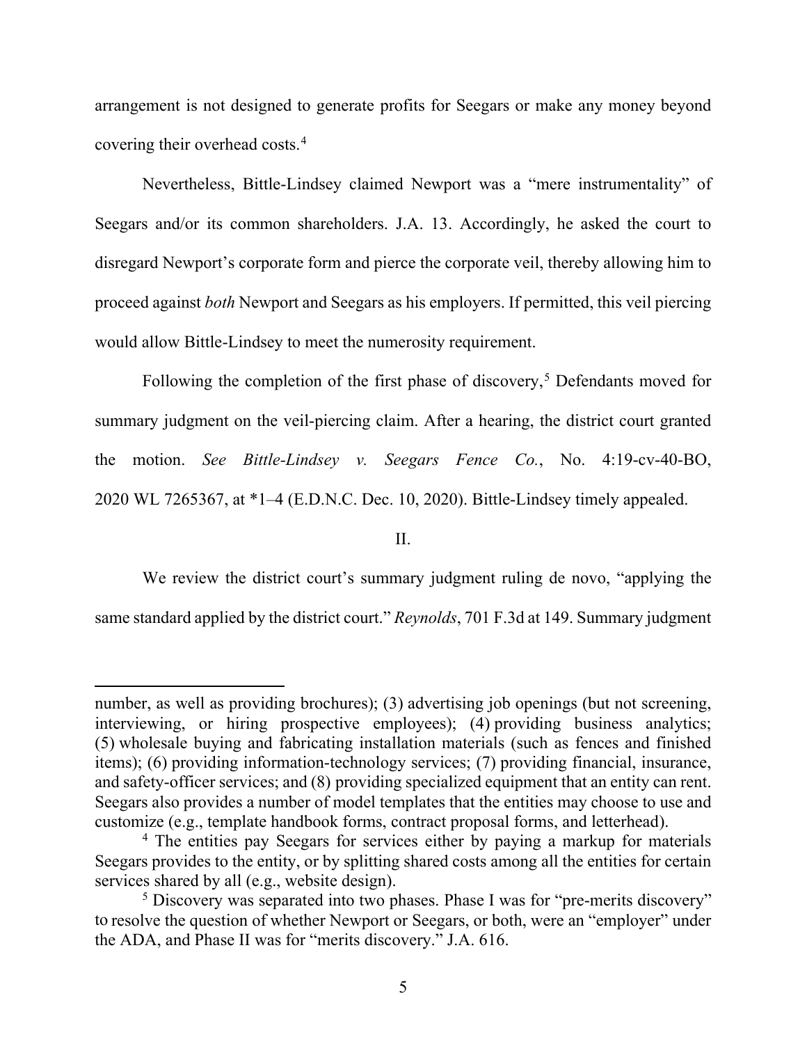arrangement is not designed to generate profits for Seegars or make any money beyond covering their overhead costs.[4]

Nevertheless, Bittle-Lindsey claimed Newport was a "mere instrumentality" of Seegars and/or its common shareholders. J.A. 13. Accordingly, he asked the court to disregard Newport's corporate form and pierce the corporate veil, thereby allowing him to proceed against *both* Newport and Seegars as his employers. If permitted, this veil piercing would allow Bittle-Lindsey to meet the numerosity requirement.

Following the completion of the first phase of discovery,[5] Defendants moved for summary judgment on the veil-piercing claim. After a hearing, the district court granted the motion. *See Bittle-Lindsey v. Seegars Fence Co.*, No. 4:19-cv-40-BO, 2020 WL 7265367, at *1–4 (E.D.N.C. Dec. 10, 2020). Bittle-Lindsey timely appealed.

## II.

We review the district court's summary judgment ruling de novo, "applying the same standard applied by the district court." *Reynolds*, 701 F.3d at 149. Summary judgment

---

number, as well as providing brochures); (3) advertising job openings (but not screening, interviewing, or hiring prospective employees); (4) providing business analytics; (5) wholesale buying and fabricating installation materials (such as fences and finished items); (6) providing information-technology services; (7) providing financial, insurance, and safety-officer services; and (8) providing specialized equipment that an entity can rent. Seegars also provides a number of model templates that the entities may choose to use and customize (e.g., template handbook forms, contract proposal forms, and letterhead).

[4] The entities pay Seegars for services either by paying a markup for materials Seegars provides to the entity, or by splitting shared costs among all the entities for certain services shared by all (e.g., website design).

[5] Discovery was separated into two phases. Phase I was for "pre-merits discovery" to resolve the question of whether Newport or Seegars, or both, were an "employer" under the ADA, and Phase II was for "merits discovery." J.A. 616.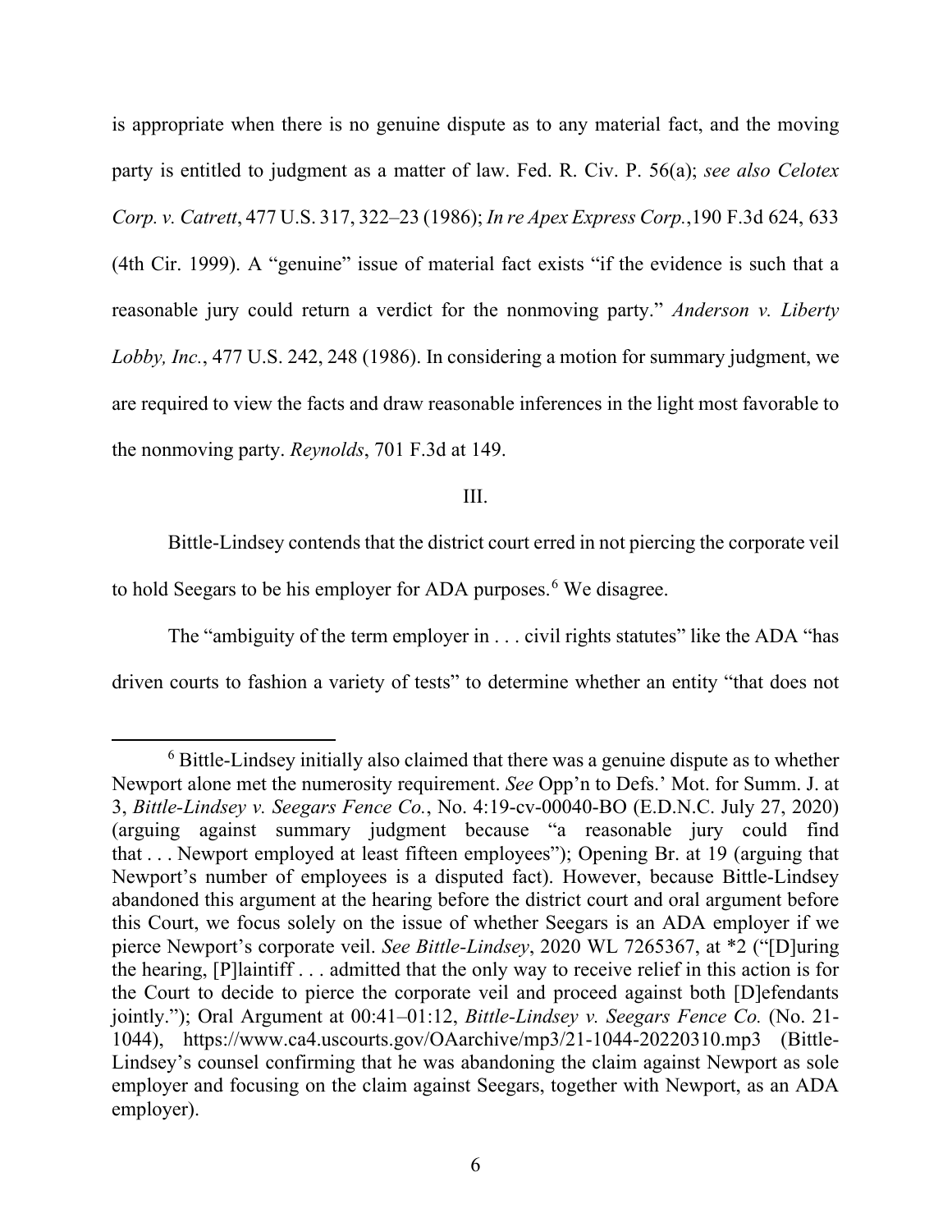is appropriate when there is no genuine dispute as to any material fact, and the moving party is entitled to judgment as a matter of law. Fed. R. Civ. P. 56(a); *see also Celotex Corp. v. Catrett*, 477 U.S. 317, 322–23 (1986); *In re Apex Express Corp.*,190 F.3d 624, 633 (4th Cir. 1999). A "genuine" issue of material fact exists "if the evidence is such that a reasonable jury could return a verdict for the nonmoving party." *Anderson v. Liberty Lobby, Inc.*, 477 U.S. 242, 248 (1986). In considering a motion for summary judgment, we are required to view the facts and draw reasonable inferences in the light most favorable to the nonmoving party. *Reynolds*, 701 F.3d at 149.

III.

Bittle-Lindsey contends that the district court erred in not piercing the corporate veil to hold Seegars to be his employer for ADA purposes.[6] We disagree.

The "ambiguity of the term employer in . . . civil rights statutes" like the ADA "has driven courts to fashion a variety of tests" to determine whether an entity "that does not

[6] Bittle-Lindsey initially also claimed that there was a genuine dispute as to whether Newport alone met the numerosity requirement. *See* Opp'n to Defs.' Mot. for Summ. J. at 3, *Bittle-Lindsey v. Seegars Fence Co.*, No. 4:19-cv-00040-BO (E.D.N.C. July 27, 2020) (arguing against summary judgment because "a reasonable jury could find that . . . Newport employed at least fifteen employees"); Opening Br. at 19 (arguing that Newport's number of employees is a disputed fact). However, because Bittle-Lindsey abandoned this argument at the hearing before the district court and oral argument before this Court, we focus solely on the issue of whether Seegars is an ADA employer if we pierce Newport's corporate veil. *See Bittle-Lindsey*, 2020 WL 7265367, at *2 ("[D]uring the hearing, [P]laintiff . . . admitted that the only way to receive relief in this action is for the Court to decide to pierce the corporate veil and proceed against both [D]efendants jointly."); Oral Argument at 00:41–01:12, *Bittle-Lindsey v. Seegars Fence Co.* (No. 21-1044), https://www.ca4.uscourts.gov/OAarchive/mp3/21-1044-20220310.mp3 (Bittle-Lindsey's counsel confirming that he was abandoning the claim against Newport as sole employer and focusing on the claim against Seegars, together with Newport, as an ADA employer).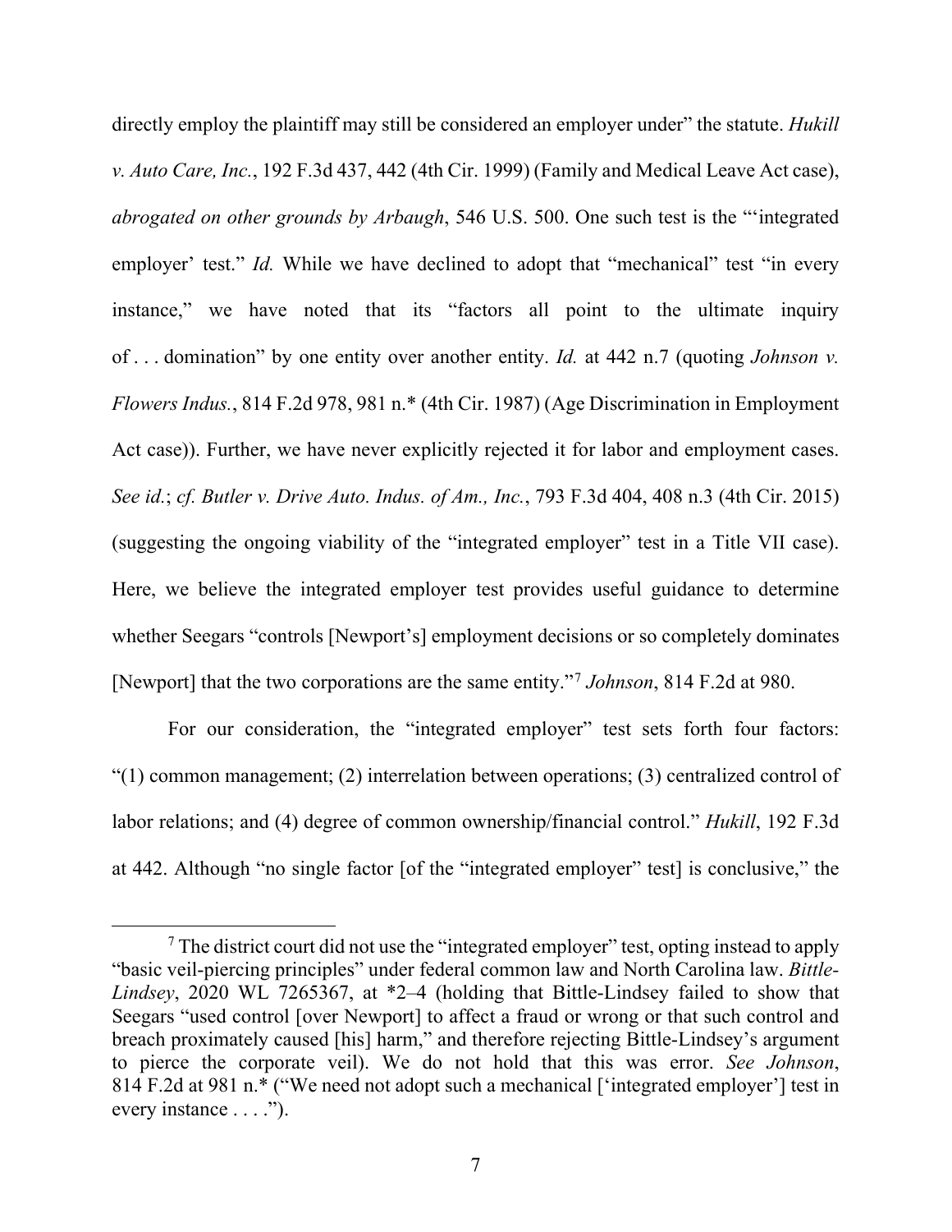directly employ the plaintiff may still be considered an employer under" the statute. *Hukill v. Auto Care, Inc.*, 192 F.3d 437, 442 (4th Cir. 1999) (Family and Medical Leave Act case), *abrogated on other grounds by Arbaugh*, 546 U.S. 500. One such test is the "'integrated employer' test." *Id.* While we have declined to adopt that "mechanical" test "in every instance," we have noted that its "factors all point to the ultimate inquiry of . . . domination" by one entity over another entity. *Id.* at 442 n.7 (quoting *Johnson v. Flowers Indus.*, 814 F.2d 978, 981 n.* (4th Cir. 1987) (Age Discrimination in Employment Act case)). Further, we have never explicitly rejected it for labor and employment cases. *See id.*; *cf. Butler v. Drive Auto. Indus. of Am., Inc.*, 793 F.3d 404, 408 n.3 (4th Cir. 2015) (suggesting the ongoing viability of the "integrated employer" test in a Title VII case). Here, we believe the integrated employer test provides useful guidance to determine whether Seegars "controls [Newport's] employment decisions or so completely dominates [Newport] that the two corporations are the same entity."[7] *Johnson*, 814 F.2d at 980.

For our consideration, the "integrated employer" test sets forth four factors: "(1) common management; (2) interrelation between operations; (3) centralized control of labor relations; and (4) degree of common ownership/financial control." *Hukill*, 192 F.3d at 442. Although "no single factor [of the "integrated employer" test] is conclusive," the

[7] The district court did not use the "integrated employer" test, opting instead to apply "basic veil-piercing principles" under federal common law and North Carolina law. *Bittle-Lindsey*, 2020 WL 7265367, at *2–4 (holding that Bittle-Lindsey failed to show that Seegars "used control [over Newport] to affect a fraud or wrong or that such control and breach proximately caused [his] harm," and therefore rejecting Bittle-Lindsey's argument to pierce the corporate veil). We do not hold that this was error. *See Johnson*, 814 F.2d at 981 n.* ("We need not adopt such a mechanical ['integrated employer'] test in every instance . . . .").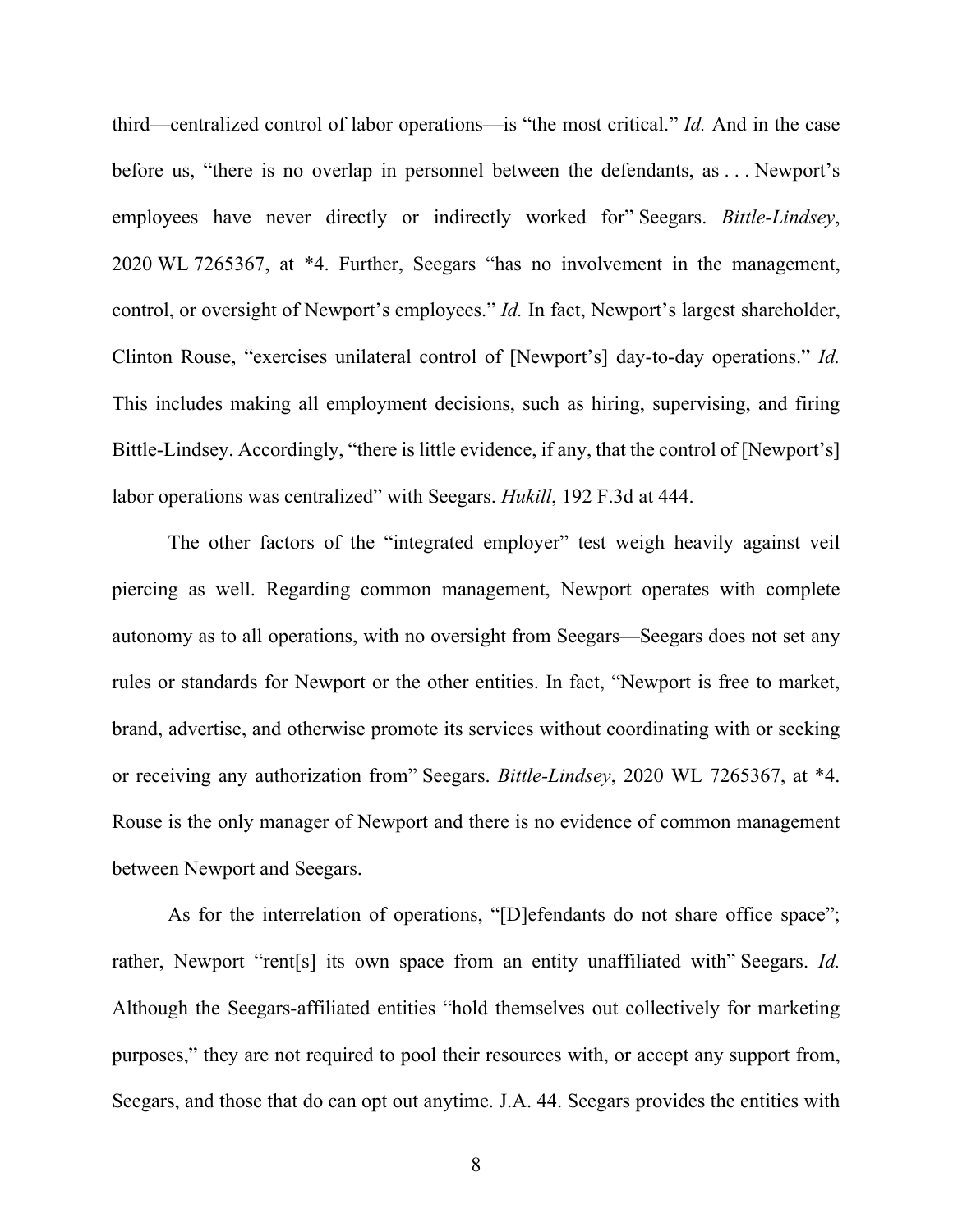third—centralized control of labor operations—is "the most critical." *Id.* And in the case before us, "there is no overlap in personnel between the defendants, as . . . Newport's employees have never directly or indirectly worked for" Seegars. *Bittle-Lindsey*, 2020 WL 7265367, at *4. Further, Seegars "has no involvement in the management, control, or oversight of Newport's employees." *Id.* In fact, Newport's largest shareholder, Clinton Rouse, "exercises unilateral control of [Newport's] day-to-day operations." *Id.* This includes making all employment decisions, such as hiring, supervising, and firing Bittle-Lindsey. Accordingly, "there is little evidence, if any, that the control of [Newport's] labor operations was centralized" with Seegars. *Hukill*, 192 F.3d at 444.

The other factors of the "integrated employer" test weigh heavily against veil piercing as well. Regarding common management, Newport operates with complete autonomy as to all operations, with no oversight from Seegars—Seegars does not set any rules or standards for Newport or the other entities. In fact, "Newport is free to market, brand, advertise, and otherwise promote its services without coordinating with or seeking or receiving any authorization from" Seegars. *Bittle-Lindsey*, 2020 WL 7265367, at *4. Rouse is the only manager of Newport and there is no evidence of common management between Newport and Seegars.

As for the interrelation of operations, "[D]efendants do not share office space"; rather, Newport "rent[s] its own space from an entity unaffiliated with" Seegars. *Id.* Although the Seegars-affiliated entities "hold themselves out collectively for marketing purposes," they are not required to pool their resources with, or accept any support from, Seegars, and those that do can opt out anytime. J.A. 44. Seegars provides the entities with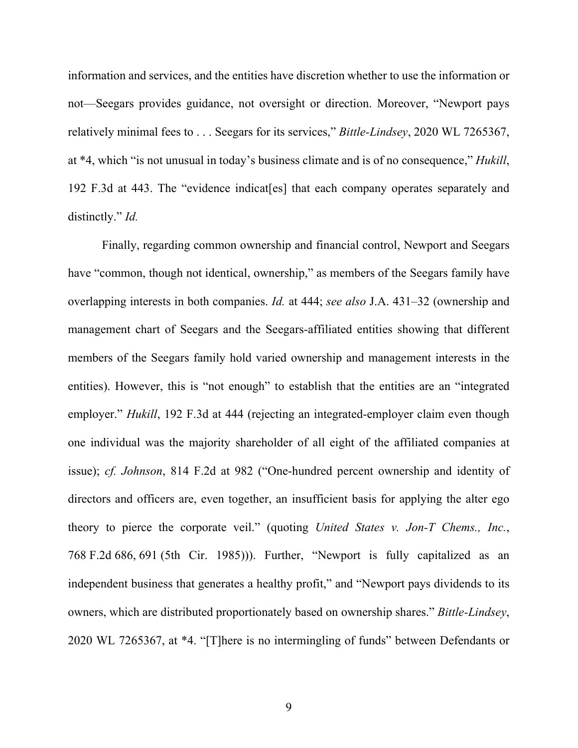information and services, and the entities have discretion whether to use the information or not—Seegars provides guidance, not oversight or direction. Moreover, "Newport pays relatively minimal fees to . . . Seegars for its services," *Bittle-Lindsey*, 2020 WL 7265367, at *4, which "is not unusual in today's business climate and is of no consequence," *Hukill*, 192 F.3d at 443. The "evidence indicat[es] that each company operates separately and distinctly." *Id.*

Finally, regarding common ownership and financial control, Newport and Seegars have "common, though not identical, ownership," as members of the Seegars family have overlapping interests in both companies. *Id.* at 444; *see also* J.A. 431–32 (ownership and management chart of Seegars and the Seegars-affiliated entities showing that different members of the Seegars family hold varied ownership and management interests in the entities). However, this is "not enough" to establish that the entities are an "integrated employer." *Hukill*, 192 F.3d at 444 (rejecting an integrated-employer claim even though one individual was the majority shareholder of all eight of the affiliated companies at issue); *cf. Johnson*, 814 F.2d at 982 ("One-hundred percent ownership and identity of directors and officers are, even together, an insufficient basis for applying the alter ego theory to pierce the corporate veil." (quoting *United States v. Jon-T Chems., Inc.*, 768 F.2d 686, 691 (5th Cir. 1985))). Further, "Newport is fully capitalized as an independent business that generates a healthy profit," and "Newport pays dividends to its owners, which are distributed proportionately based on ownership shares." *Bittle-Lindsey*, 2020 WL 7265367, at *4. "[T]here is no intermingling of funds" between Defendants or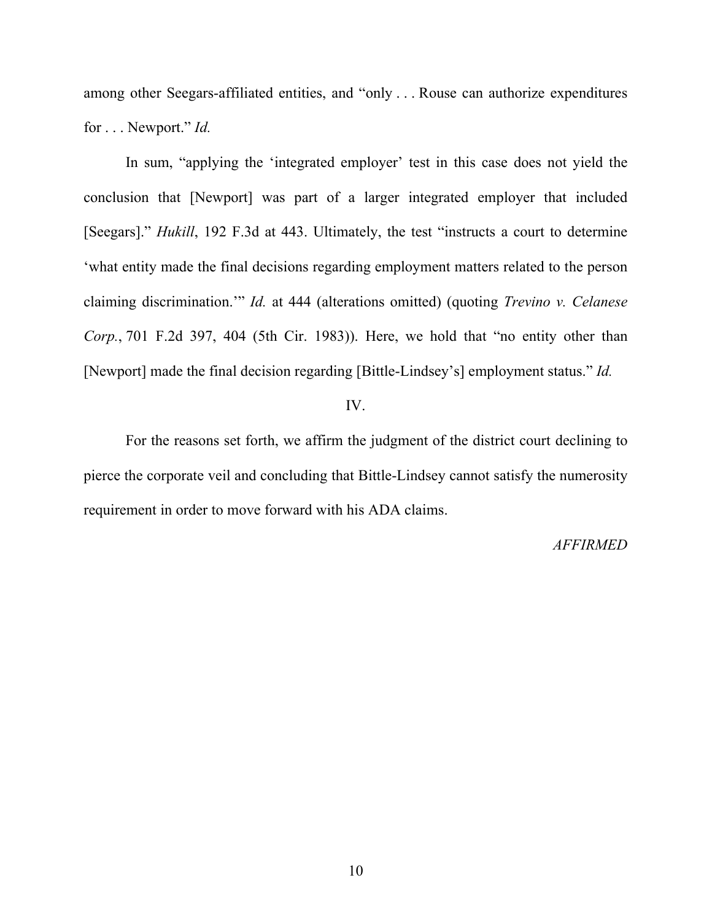among other Seegars-affiliated entities, and "only . . . Rouse can authorize expenditures for . . . Newport." *Id.*

In sum, "applying the 'integrated employer' test in this case does not yield the conclusion that [Newport] was part of a larger integrated employer that included [Seegars]." *Hukill*, 192 F.3d at 443. Ultimately, the test "instructs a court to determine 'what entity made the final decisions regarding employment matters related to the person claiming discrimination.'" *Id.* at 444 (alterations omitted) (quoting *Trevino v. Celanese Corp.*, 701 F.2d 397, 404 (5th Cir. 1983)). Here, we hold that "no entity other than [Newport] made the final decision regarding [Bittle-Lindsey's] employment status." *Id.*

IV.

For the reasons set forth, we affirm the judgment of the district court declining to pierce the corporate veil and concluding that Bittle-Lindsey cannot satisfy the numerosity requirement in order to move forward with his ADA claims.

*AFFIRMED*